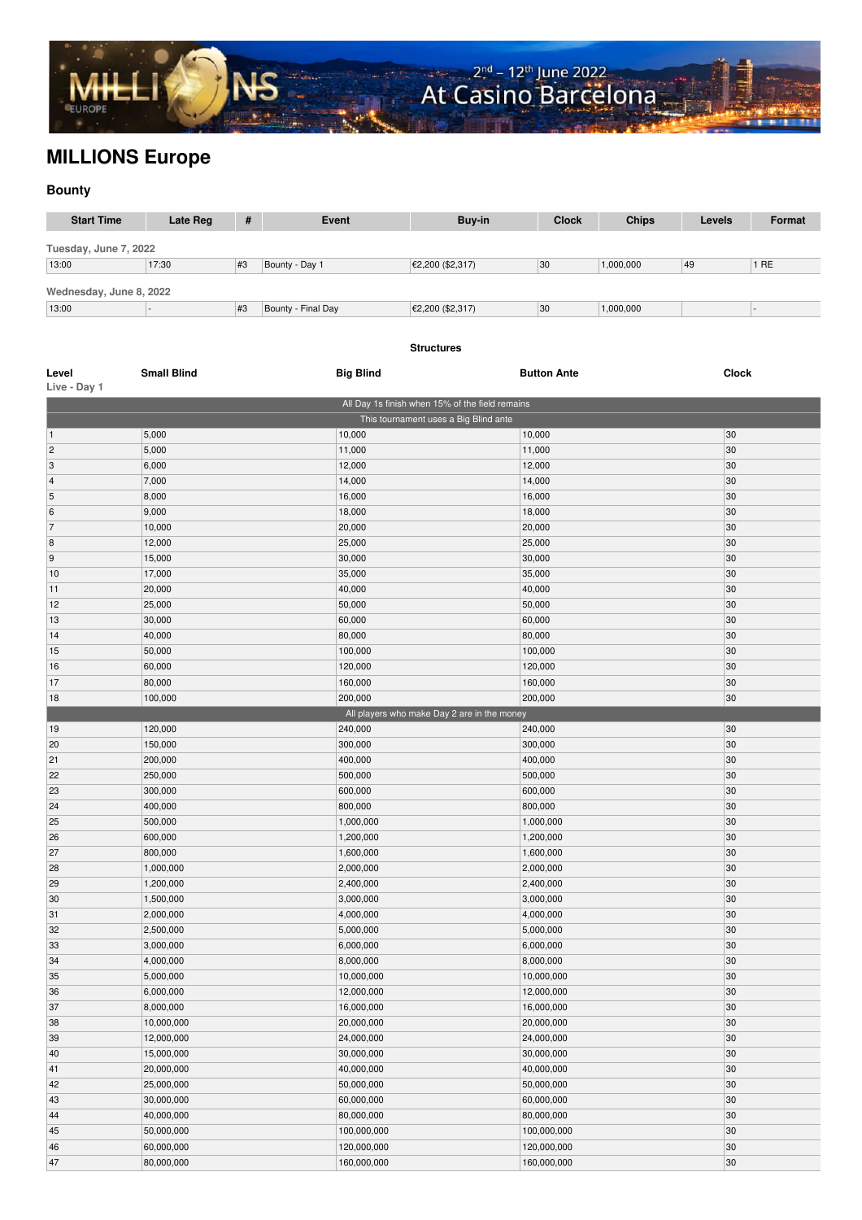# MILLIONS Europe

### Bounty

| Start Time | Late Reg | # | Event | Buy-in | Clock | Chips | Levels | Format |
|---|---|---|---|---|---|---|---|---|
| **Tuesday, June 7, 2022** | | | | | | | | |
| 13:00 | 17:30 | #3 | Bounty - Day 1 | €2,200 ($2,317) | 30 | 1,000,000 | 49 | 1 RE |
| **Wednesday, June 8, 2022** | | | | | | | | |
| 13:00 | - | #3 | Bounty - Final Day | €2,200 ($2,317) | 30 | 1,000,000 | | - |

**Structures**

| Level | Small Blind | Big Blind | Button Ante | Clock |
|---|---|---|---|---|
| Live - Day 1 | | | | |
| All Day 1s finish when 15% of the field remains | | | | |
| This tournament uses a Big Blind ante | | | | |
| 1 | 5,000 | 10,000 | 10,000 | 30 |
| 2 | 5,000 | 11,000 | 11,000 | 30 |
| 3 | 6,000 | 12,000 | 12,000 | 30 |
| 4 | 7,000 | 14,000 | 14,000 | 30 |
| 5 | 8,000 | 16,000 | 16,000 | 30 |
| 6 | 9,000 | 18,000 | 18,000 | 30 |
| 7 | 10,000 | 20,000 | 20,000 | 30 |
| 8 | 12,000 | 25,000 | 25,000 | 30 |
| 9 | 15,000 | 30,000 | 30,000 | 30 |
| 10 | 17,000 | 35,000 | 35,000 | 30 |
| 11 | 20,000 | 40,000 | 40,000 | 30 |
| 12 | 25,000 | 50,000 | 50,000 | 30 |
| 13 | 30,000 | 60,000 | 60,000 | 30 |
| 14 | 40,000 | 80,000 | 80,000 | 30 |
| 15 | 50,000 | 100,000 | 100,000 | 30 |
| 16 | 60,000 | 120,000 | 120,000 | 30 |
| 17 | 80,000 | 160,000 | 160,000 | 30 |
| 18 | 100,000 | 200,000 | 200,000 | 30 |
| All players who make Day 2 are in the money | | | | |
| 19 | 120,000 | 240,000 | 240,000 | 30 |
| 20 | 150,000 | 300,000 | 300,000 | 30 |
| 21 | 200,000 | 400,000 | 400,000 | 30 |
| 22 | 250,000 | 500,000 | 500,000 | 30 |
| 23 | 300,000 | 600,000 | 600,000 | 30 |
| 24 | 400,000 | 800,000 | 800,000 | 30 |
| 25 | 500,000 | 1,000,000 | 1,000,000 | 30 |
| 26 | 600,000 | 1,200,000 | 1,200,000 | 30 |
| 27 | 800,000 | 1,600,000 | 1,600,000 | 30 |
| 28 | 1,000,000 | 2,000,000 | 2,000,000 | 30 |
| 29 | 1,200,000 | 2,400,000 | 2,400,000 | 30 |
| 30 | 1,500,000 | 3,000,000 | 3,000,000 | 30 |
| 31 | 2,000,000 | 4,000,000 | 4,000,000 | 30 |
| 32 | 2,500,000 | 5,000,000 | 5,000,000 | 30 |
| 33 | 3,000,000 | 6,000,000 | 6,000,000 | 30 |
| 34 | 4,000,000 | 8,000,000 | 8,000,000 | 30 |
| 35 | 5,000,000 | 10,000,000 | 10,000,000 | 30 |
| 36 | 6,000,000 | 12,000,000 | 12,000,000 | 30 |
| 37 | 8,000,000 | 16,000,000 | 16,000,000 | 30 |
| 38 | 10,000,000 | 20,000,000 | 20,000,000 | 30 |
| 39 | 12,000,000 | 24,000,000 | 24,000,000 | 30 |
| 40 | 15,000,000 | 30,000,000 | 30,000,000 | 30 |
| 41 | 20,000,000 | 40,000,000 | 40,000,000 | 30 |
| 42 | 25,000,000 | 50,000,000 | 50,000,000 | 30 |
| 43 | 30,000,000 | 60,000,000 | 60,000,000 | 30 |
| 44 | 40,000,000 | 80,000,000 | 80,000,000 | 30 |
| 45 | 50,000,000 | 100,000,000 | 100,000,000 | 30 |
| 46 | 60,000,000 | 120,000,000 | 120,000,000 | 30 |
| 47 | 80,000,000 | 160,000,000 | 160,000,000 | 30 |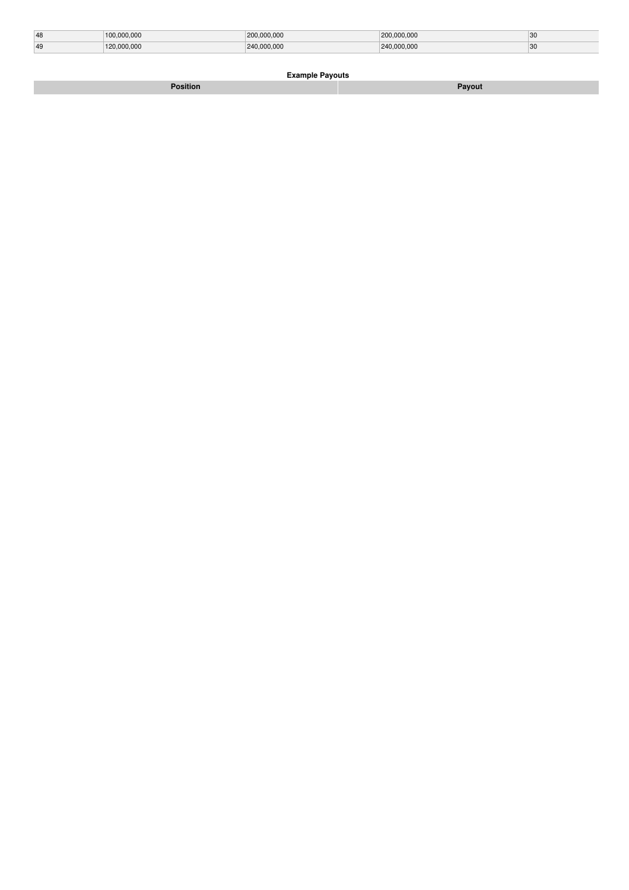| | | | | |
|---|---|---|---|---|
| 48 | 100,000,000 | 200,000,000 | 200,000,000 | 30 |
| 49 | 120,000,000 | 240,000,000 | 240,000,000 | 30 |

**Example Payouts**

| Position | Payout |
|---|---|